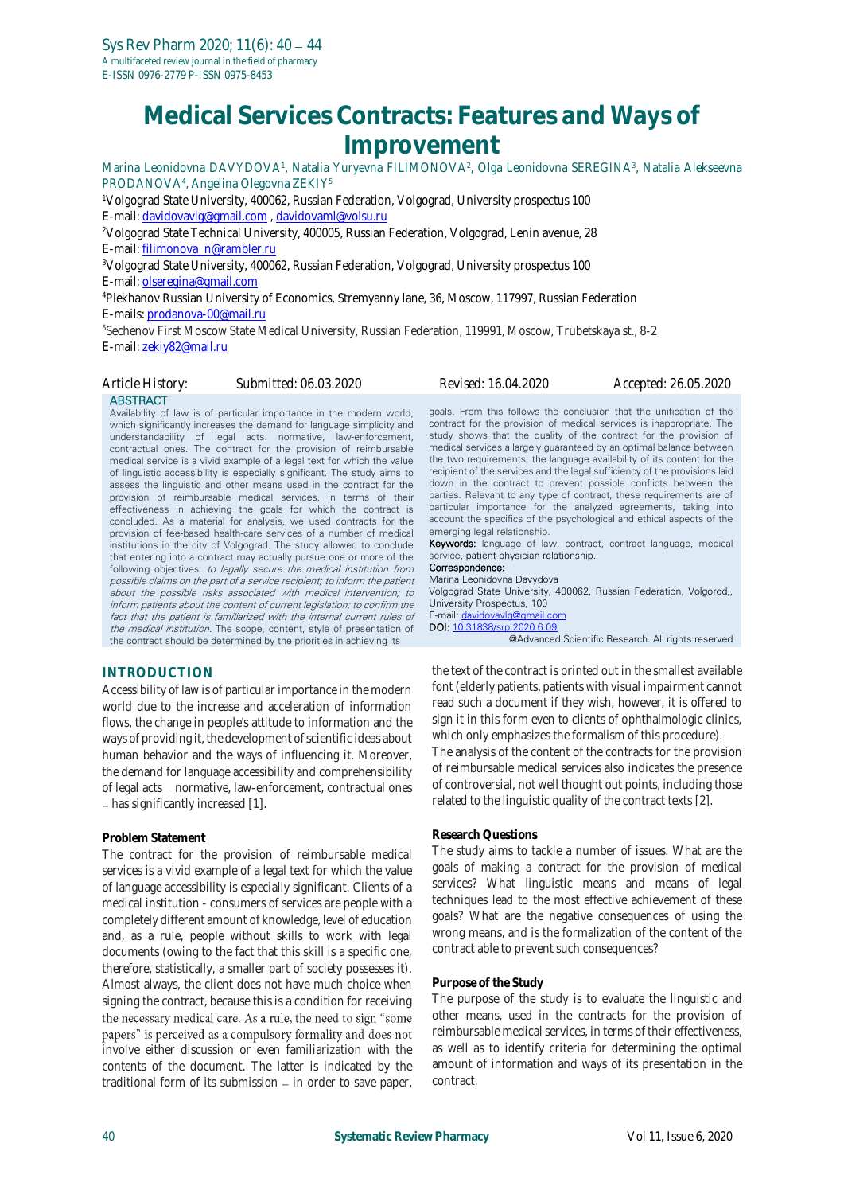# Medical Services Contracts: Features and Ways of Improvement

Marina Leonidovna DAVYDOVA[1], Natalia Yuryevna FILIMONOVA[2], Olga Leonidovna SEREGINA[3], Natalia Alekseevna PRODANOVA[4], Angelina Olegovna ZEKIY[5]

[1]Volgograd State University, 400062, Russian Federation, Volgograd, University prospectus 100
E-mail: davidovavlg@gmail.com , davidovaml@volsu.ru

[2]Volgograd State Technical University, 400005, Russian Federation, Volgograd, Lenin avenue, 28
E-mail: filimonova_n@rambler.ru

[3]Volgograd State University, 400062, Russian Federation, Volgograd, University prospectus 100
E-mail: olseregina@gmail.com

[4]Plekhanov Russian University of Economics, Stremyanny lane, 36, Moscow, 117997, Russian Federation
E-mails: prodanova-00@mail.ru

[5]Sechenov First Moscow State Medical University, Russian Federation, 119991, Moscow, Trubetskaya st., 8-2
E-mail: zekiy82@mail.ru

Article History: Submitted: 06.03.2020 Revised: 16.04.2020 Accepted: 26.05.2020

## ABSTRACT

Availability of law is of particular importance in the modern world, which significantly increases the demand for language simplicity and understandability of legal acts: normative, law-enforcement, contractual ones. The contract for the provision of reimbursable medical service is a vivid example of a legal text for which the value of linguistic accessibility is especially significant. The study aims to assess the linguistic and other means used in the contract for the provision of reimbursable medical services, in terms of their effectiveness in achieving the goals for which the contract is concluded. As a material for analysis, we used contracts for the provision of fee-based health-care services of a number of medical institutions in the city of Volgograd. The study allowed to conclude that entering into a contract may actually pursue one or more of the following objectives: *to legally secure the medical institution from possible claims on the part of a service recipient; to inform the patient about the possible risks associated with medical intervention; to inform patients about the content of current legislation; to confirm the fact that the patient is familiarized with the internal current rules of the medical institution.* The scope, content, style of presentation of the contract should be determined by the priorities in achieving its goals. From this follows the conclusion that the unification of the contract for the provision of medical services is inappropriate. The study shows that the quality of the contract for the provision of medical services a largely guaranteed by an optimal balance between the two requirements: the language availability of its content for the recipient of the services and the legal sufficiency of the provisions laid down in the contract to prevent possible conflicts between the parties. Relevant to any type of contract, these requirements are of particular importance for the analyzed agreements, taking into account the specifics of the psychological and ethical aspects of the emerging legal relationship.

**Keywords:** language of law, contract, contract language, medical service, patient-physician relationship.

**Correspondence:**
Marina Leonidovna Davydova
Volgograd State University, 400062, Russian Federation, Volgorod,, University Prospectus, 100
E-mail: davidovavlg@gmail.com
**DOI:** 10.31838/srp.2020.6.09

@Advanced Scientific Research. All rights reserved

## INTRODUCTION

Accessibility of law is of particular importance in the modern world due to the increase and acceleration of information flows, the change in people's attitude to information and the ways of providing it, the development of scientific ideas about human behavior and the ways of influencing it. Moreover, the demand for language accessibility and comprehensibility of legal acts – normative, law-enforcement, contractual ones – has significantly increased [1].

### Problem Statement

The contract for the provision of reimbursable medical services is a vivid example of a legal text for which the value of language accessibility is especially significant. Clients of a medical institution - consumers of services are people with a completely different amount of knowledge, level of education and, as a rule, people without skills to work with legal documents (owing to the fact that this skill is a specific one, therefore, statistically, a smaller part of society possesses it). Almost always, the client does not have much choice when signing the contract, because this is a condition for receiving the necessary medical care. As a rule, the need to sign "some papers" is perceived as a compulsory formality and does not involve either discussion or even familiarization with the contents of the document. The latter is indicated by the traditional form of its submission – in order to save paper, the text of the contract is printed out in the smallest available font (elderly patients, patients with visual impairment cannot read such a document if they wish, however, it is offered to sign it in this form even to clients of ophthalmologic clinics, which only emphasizes the formalism of this procedure).

The analysis of the content of the contracts for the provision of reimbursable medical services also indicates the presence of controversial, not well thought out points, including those related to the linguistic quality of the contract texts [2].

### Research Questions

The study aims to tackle a number of issues. What are the goals of making a contract for the provision of medical services? What linguistic means and means of legal techniques lead to the most effective achievement of these goals? What are the negative consequences of using the wrong means, and is the formalization of the content of the contract able to prevent such consequences?

### Purpose of the Study

The purpose of the study is to evaluate the linguistic and other means, used in the contracts for the provision of reimbursable medical services, in terms of their effectiveness, as well as to identify criteria for determining the optimal amount of information and ways of its presentation in the contract.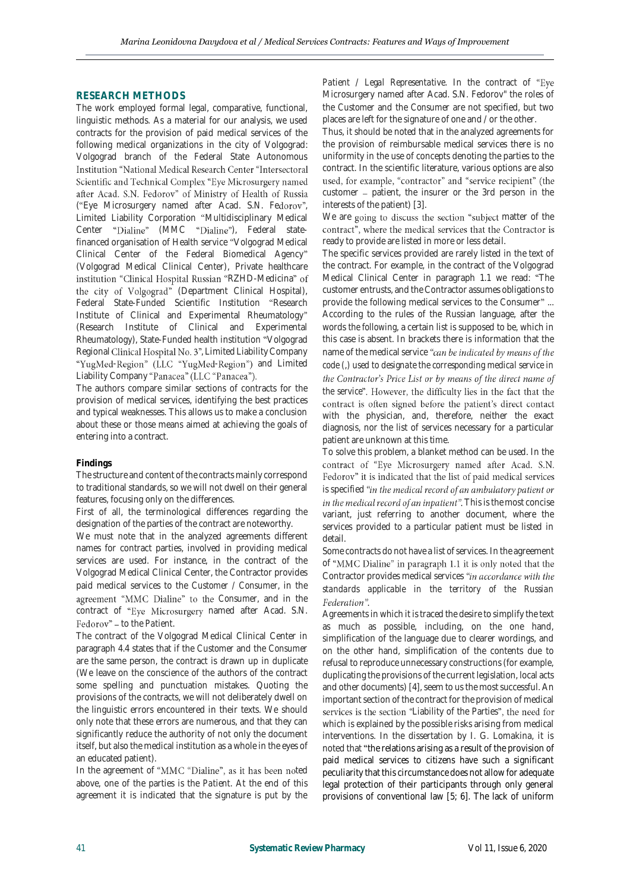## RESEARCH METHODS

The work employed formal legal, comparative, functional, linguistic methods. As a material for our analysis, we used contracts for the provision of paid medical services of the following medical organizations in the city of Volgograd: Volgograd branch of the Federal State Autonomous Institution "National Medical Research Center "Intersectoral Scientific and Technical Complex "Eye Microsurgery named after Acad. S.N. Fedorov" of Ministry of Health of Russia ("Eye Microsurgery named after Acad. S.N. Fedorov", Limited Liability Corporation "Multidisciplinary Medical Center "Dialine" (MMC "Dialine"), Federal state-financed organisation of Health service "Volgograd Medical Clinical Center of the Federal Biomedical Agency" (Volgograd Medical Clinical Center), Private healthcare institution "Clinical Hospital Russian "RZHD-Medicina" of the city of Volgograd" (Department Clinical Hospital), Federal State-Funded Scientific Institution "Research Institute of Clinical and Experimental Rheumatology" (Research Institute of Clinical and Experimental Rheumatology), State-Funded health institution "Volgograd Regional Clinical Hospital No. 3", Limited Liability Company "YugMed-Region" (LLC "YugMed-Region") and Limited Liability Company "Panacea" (LLC "Panacea").

The authors compare similar sections of contracts for the provision of medical services, identifying the best practices and typical weaknesses. This allows us to make a conclusion about these or those means aimed at achieving the goals of entering into a contract.

**Findings**

The structure and content of the contracts mainly correspond to traditional standards, so we will not dwell on their general features, focusing only on the differences.

First of all, the terminological differences regarding the designation of the parties of the contract are noteworthy.

We must note that in the analyzed agreements different names for contract parties, involved in providing medical services are used. For instance, in the contract of the Volgograd Medical Clinical Center, the Contractor provides paid medical services to the *Customer / Consumer*, in the agreement "MMC Dialine" to the *Consumer*, and in the contract of "Eye Microsurgery named after Acad. S.N. Fedorov" – to the *Patient*.

The contract of the Volgograd Medical Clinical Center in paragraph 4.4 states that if the *Customer* and the *Consumer* are the same person, the contract is drawn up in duplicate (We leave on the conscience of the authors of the contract some spelling and punctuation mistakes. Quoting the provisions of the contracts, we will not deliberately dwell on the linguistic errors encountered in their texts. We should only note that these errors are numerous, and that they can significantly reduce the authority of not only the document itself, but also the medical institution as a whole in the eyes of an educated patient).

In the agreement of "MMC "Dialine", as it has been noted above, one of the parties is the *Patient*. At the end of this agreement it is indicated that the signature is put by the *Patient / Legal Representative*. In the contract of "Eye Microsurgery named after Acad. S.N. Fedorov" the roles of the *Customer* and the *Consumer* are not specified, but two places are left for the signature of one and / or the other.

Thus, it should be noted that in the analyzed agreements for the provision of reimbursable medical services there is no uniformity in the use of concepts denoting the parties to the contract. In the scientific literature, various options are also used, for example, "contractor" and "service recipient" (the customer – patient, the insurer or the 3rd person in the interests of the patient) [3].

We are going to discuss the section "subject matter of the contract", where the medical services that the Contractor is ready to provide are listed in more or less detail.

The specific services provided are rarely listed in the text of the contract. For example, in the contract of the Volgograd Medical Clinical Center in paragraph 1.1 we read: "The customer entrusts, and the Contractor assumes obligations to provide the following medical services to the Consumer" ... According to the rules of the Russian language, after the words *the following*, a certain list is supposed to be, which in this case is absent. In brackets there is information that the name of the medical service *"can be indicated by means of the code (,) used to designate the corresponding medical service in the Contractor's Price List or by means of the direct name of the service"*. However, the difficulty lies in the fact that the contract is often signed before the patient's direct contact with the physician, and, therefore, neither the exact diagnosis, nor the list of services necessary for a particular patient are unknown at this time.

To solve this problem, a blanket method can be used. In the contract of "Eye Microsurgery named after Acad. S.N. Fedorov" it is indicated that the list of paid medical services is specified *"in the medical record of an ambulatory patient or in the medical record of an inpatient"*. This is the most concise variant, just referring to another document, where the services provided to a particular patient must be listed in detail.

Some contracts do not have a list of services. In the agreement of "MMC Dialine" in paragraph 1.1 it is only noted that the Contractor provides medical services *"in accordance with the standards applicable in the territory of the Russian Federation"*.

Agreements in which it is traced the desire to simplify the text as much as possible, including, on the one hand, simplification of the language due to clearer wordings, and on the other hand, simplification of the contents due to refusal to reproduce unnecessary constructions (for example, duplicating the provisions of the current legislation, local acts and other documents) [4], seem to us the most successful. An important section of the contract for the provision of medical services is the section "Liability of the Parties", the need for which is explained by the possible risks arising from medical interventions. In the dissertation by I. G. Lomakina, it is noted that "the relations arising as a result of the provision of paid medical services to citizens have such a significant peculiarity that this circumstance does not allow for adequate legal protection of their participants through only general provisions of conventional law [5; 6]. The lack of uniform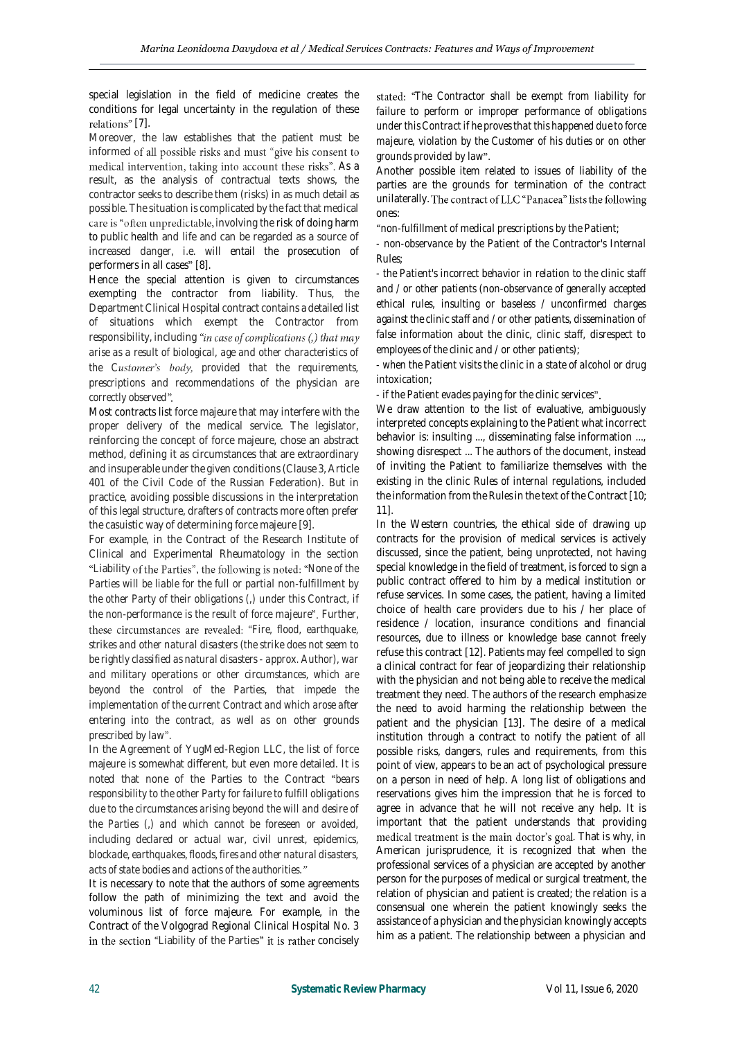special legislation in the field of medicine creates the conditions for legal uncertainty in the regulation of these relations" [7].

Moreover, the law establishes that the patient must be informed of all possible risks and must "give his consent to medical intervention, taking into account these risks". As a result, as the analysis of contractual texts shows, the contractor seeks to describe them (risks) in as much detail as possible. The situation is complicated by the fact that medical care is "often unpredictable, involving the risk of doing harm to public health and life and can be regarded as a source of increased danger, i.e. will entail the prosecution of performers in all cases" [8].

Hence the special attention is given to circumstances exempting the contractor from liability. Thus, the Department Clinical Hospital contract contains a detailed list of situations which exempt the Contractor from responsibility, including "*in case of complications (,) that may arise as a result of biological, age and other characteristics of the Customer's body, provided that the requirements, prescriptions and recommendations of the physician are correctly observed*".

Most contracts list force majeure that may interfere with the proper delivery of the medical service. The legislator, reinforcing the concept of force majeure, chose an abstract method, defining it as circumstances that are extraordinary and insuperable under the given conditions (Clause 3, Article 401 of the Civil Code of the Russian Federation). But in practice, avoiding possible discussions in the interpretation of this legal structure, drafters of contracts more often prefer the casuistic way of determining force majeure [9].

For example, in the Contract of the Research Institute of Clinical and Experimental Rheumatology in the section "Liability of the Parties", the following is noted: "*None of the Parties will be liable for the full or partial non-fulfillment by the other Party of their obligations (,) under this Contract, if the non-performance is the result of force majeure*". Further, these circumstances are revealed: "*Fire, flood, earthquake, strikes and other natural disasters (the strike does not seem to be rightly classified as natural disasters - approx. Author), war and military operations or other circumstances, which are beyond the control of the Parties, that impede the implementation of the current Contract and which arose after entering into the contract, as well as on other grounds prescribed by law*".

In the Agreement of YugMed-Region LLC, the list of force majeure is somewhat different, but even more detailed. It is noted that none of the Parties to the Contract "*bears responsibility to the other Party for failure to fulfill obligations due to the circumstances arising beyond the will and desire of the Parties (,) and which cannot be foreseen or avoided, including declared or actual war, civil unrest, epidemics, blockade, earthquakes, floods, fires and other natural disasters, acts of state bodies and actions of the authorities.*"

It is necessary to note that the authors of some agreements follow the path of minimizing the text and avoid the voluminous list of force majeure. For example, in the Contract of the Volgograd Regional Clinical Hospital No. 3 in the section "Liability of the Parties" it is rather concisely stated: "*The Contractor shall be exempt from liability for failure to perform or improper performance of obligations under this Contract if he proves that this happened due to force majeure, violation by the Customer of his duties or on other grounds provided by law*".

Another possible item related to issues of liability of the parties are the grounds for termination of the contract unilaterally. The contract of LLC "Panacea" lists the following ones:

"*non-fulfillment of medical prescriptions by the Patient;*

*- non-observance by the Patient of the Contractor's Internal Rules;*

*- the Patient's incorrect behavior in relation to the clinic staff and / or other patients (non-observance of generally accepted ethical rules, insulting or baseless / unconfirmed charges against the clinic staff and / or other patients, dissemination of false information about the clinic, clinic staff, disrespect to employees of the clinic and / or other patients);*

*- when the Patient visits the clinic in a state of alcohol or drug intoxication;*

*- if the Patient evades paying for the clinic services*".

We draw attention to the list of evaluative, ambiguously interpreted concepts explaining to the Patient what incorrect behavior is: insulting ..., disseminating false information ..., showing disrespect ... The authors of the document, instead of inviting the Patient to familiarize themselves with the existing in the clinic Rules of internal regulations, included the information from the Rules in the text of the Contract [10; 11].

In the Western countries, the ethical side of drawing up contracts for the provision of medical services is actively discussed, since the patient, being unprotected, not having special knowledge in the field of treatment, is forced to sign a public contract offered to him by a medical institution or refuse services. In some cases, the patient, having a limited choice of health care providers due to his / her place of residence / location, insurance conditions and financial resources, due to illness or knowledge base cannot freely refuse this contract [12]. Patients may feel compelled to sign a clinical contract for fear of jeopardizing their relationship with the physician and not being able to receive the medical treatment they need. The authors of the research emphasize the need to avoid harming the relationship between the patient and the physician [13]. The desire of a medical institution through a contract to notify the patient of all possible risks, dangers, rules and requirements, from this point of view, appears to be an act of psychological pressure on a person in need of help. A long list of obligations and reservations gives him the impression that he is forced to agree in advance that he will not receive any help. It is important that the patient understands that providing medical treatment is the main doctor's goal. That is why, in American jurisprudence, it is recognized that when the professional services of a physician are accepted by another person for the purposes of medical or surgical treatment, the relation of physician and patient is created; the relation is a consensual one wherein the patient knowingly seeks the assistance of a physician and the physician knowingly accepts him as a patient. The relationship between a physician and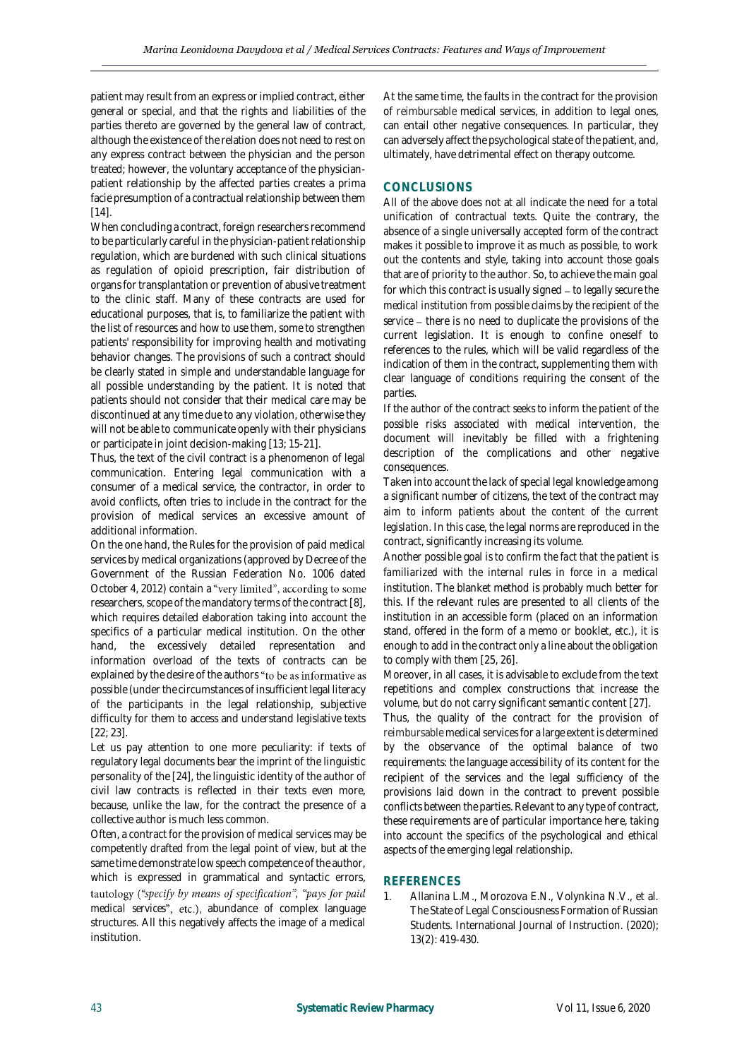patient may result from an express or implied contract, either general or special, and that the rights and liabilities of the parties thereto are governed by the general law of contract, although the existence of the relation does not need to rest on any express contract between the physician and the person treated; however, the voluntary acceptance of the physician-patient relationship by the affected parties creates a prima facie presumption of a contractual relationship between them [14].

When concluding a contract, foreign researchers recommend to be particularly careful in the physician-patient relationship regulation, which are burdened with such clinical situations as regulation of opioid prescription, fair distribution of organs for transplantation or prevention of abusive treatment to the clinic staff. Many of these contracts are used for educational purposes, that is, to familiarize the patient with the list of resources and how to use them, some to strengthen patients' responsibility for improving health and motivating behavior changes. The provisions of such a contract should be clearly stated in simple and understandable language for all possible understanding by the patient. It is noted that patients should not consider that their medical care may be discontinued at any time due to any violation, otherwise they will not be able to communicate openly with their physicians or participate in joint decision-making [13; 15-21].

Thus, the text of the civil contract is a phenomenon of legal communication. Entering legal communication with a consumer of a medical service, the contractor, in order to avoid conflicts, often tries to include in the contract for the provision of medical services an excessive amount of additional information.

On the one hand, the Rules for the provision of paid medical services by medical organizations (approved by Decree of the Government of the Russian Federation No. 1006 dated October 4, 2012) contain a "very limited", according to some researchers, scope of the mandatory terms of the contract [8], which requires detailed elaboration taking into account the specifics of a particular medical institution. On the other hand, the excessively detailed representation and information overload of the texts of contracts can be explained by the desire of the authors "to be as informative as possible (under the circumstances of insufficient legal literacy of the participants in the legal relationship, subjective difficulty for them to access and understand legislative texts [22; 23].

Let us pay attention to one more peculiarity: if texts of regulatory legal documents bear the imprint of the linguistic personality of the [24], the linguistic identity of the author of civil law contracts is reflected in their texts even more, because, unlike the law, for the contract the presence of a collective author is much less common.

Often, a contract for the provision of medical services may be competently drafted from the legal point of view, but at the same time demonstrate low speech competence of the author, which is expressed in grammatical and syntactic errors, tautology (*"specify by means of specification", "pays for paid medical services"*, etc.), abundance of complex language structures. All this negatively affects the image of a medical institution.

At the same time, the faults in the contract for the provision of reimbursable medical services, in addition to legal ones, can entail other negative consequences. In particular, they can adversely affect the psychological state of the patient, and, ultimately, have detrimental effect on therapy outcome.

## CONCLUSIONS

All of the above does not at all indicate the need for a total unification of contractual texts. Quite the contrary, the absence of a single universally accepted form of the contract makes it possible to improve it as much as possible, to work out the contents and style, taking into account those goals that are of priority to the author. So, to achieve the main goal for which this contract is usually signed – *to legally secure the medical institution from possible claims by the recipient of the service* – there is no need to duplicate the provisions of the current legislation. It is enough to confine oneself to references to the rules, which will be valid regardless of the indication of them in the contract, supplementing them with clear language of conditions requiring the consent of the parties.

If the author of the contract seeks *to inform the patient of the possible risks associated with medical intervention*, the document will inevitably be filled with a frightening description of the complications and other negative consequences.

Taken into account the lack of special legal knowledge among a significant number of citizens, the text of the contract may aim *to inform patients about the content of the current legislation*. In this case, the legal norms are reproduced in the contract, significantly increasing its volume.

Another possible goal is *to confirm the fact that the patient is familiarized with the internal rules in force in a medical institution*. The blanket method is probably much better for this. If the relevant rules are presented to all clients of the institution in an accessible form (placed on an information stand, offered in the form of a memo or booklet, etc.), it is enough to add in the contract only a line about the obligation to comply with them [25, 26].

Moreover, in all cases, it is advisable to exclude from the text repetitions and complex constructions that increase the volume, but do not carry significant semantic content [27].

Thus, the quality of the contract for the provision of reimbursable medical services for a large extent is determined by the observance of the optimal balance of two requirements: the *language accessibility* of its content for the recipient of the services and the *legal sufficiency* of the provisions laid down in the contract to prevent possible conflicts between the parties. Relevant to any type of contract, these requirements are of particular importance here, taking into account the specifics of the psychological and ethical aspects of the emerging legal relationship.

## REFERENCES

1. Allanina L.M., Morozova E.N., Volynkina N.V., et al. The State of Legal Consciousness Formation of Russian Students. International Journal of Instruction. (2020); 13(2): 419-430.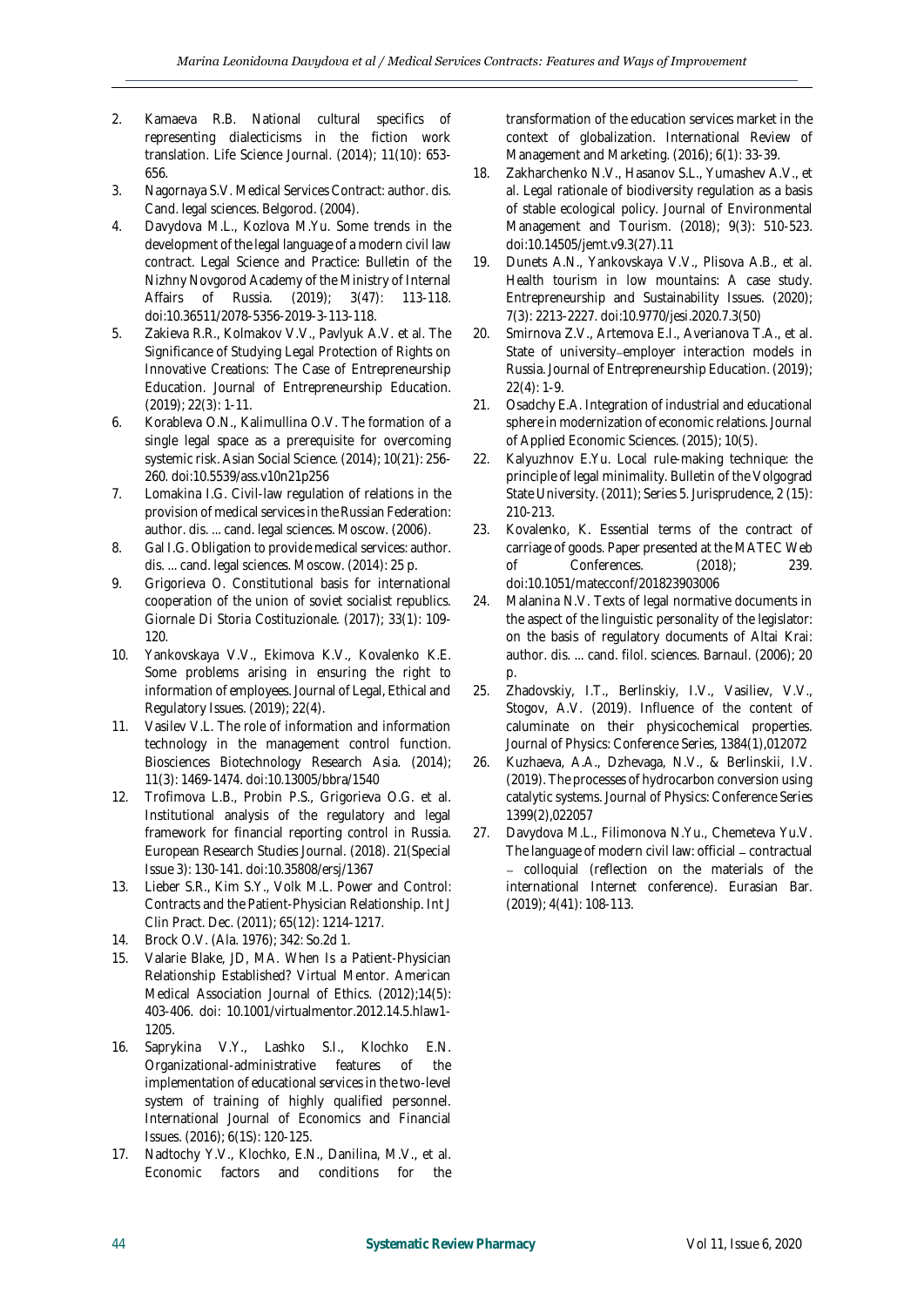2. Kamaeva R.B. National cultural specifics of representing dialecticisms in the fiction work translation. Life Science Journal. (2014); 11(10): 653-656.
3. Nagornaya S.V. Medical Services Contract: author. dis. Cand. legal sciences. Belgorod. (2004).
4. Davydova M.L., Kozlova M.Yu. Some trends in the development of the legal language of a modern civil law contract. Legal Science and Practice: Bulletin of the Nizhny Novgorod Academy of the Ministry of Internal Affairs of Russia. (2019); 3(47): 113-118. doi:10.36511/2078-5356-2019-3-113-118.
5. Zakieva R.R., Kolmakov V.V., Pavlyuk A.V. et al. The Significance of Studying Legal Protection of Rights on Innovative Creations: The Case of Entrepreneurship Education. Journal of Entrepreneurship Education. (2019); 22(3): 1-11.
6. Korableva O.N., Kalimullina O.V. The formation of a single legal space as a prerequisite for overcoming systemic risk. Asian Social Science. (2014); 10(21): 256-260. doi:10.5539/ass.v10n21p256
7. Lomakina I.G. Civil-law regulation of relations in the provision of medical services in the Russian Federation: author. dis. ... cand. legal sciences. Moscow. (2006).
8. Gal I.G. Obligation to provide medical services: author. dis. ... cand. legal sciences. Moscow. (2014): 25 p.
9. Grigorieva O. Constitutional basis for international cooperation of the union of soviet socialist republics. Giornale Di Storia Costituzionale. (2017); 33(1): 109-120.
10. Yankovskaya V.V., Ekimova K.V., Kovalenko K.E. Some problems arising in ensuring the right to information of employees. Journal of Legal, Ethical and Regulatory Issues. (2019); 22(4).
11. Vasilev V.L. The role of information and information technology in the management control function. Biosciences Biotechnology Research Asia. (2014); 11(3): 1469-1474. doi:10.13005/bbra/1540
12. Trofimova L.B., Probin P.S., Grigorieva O.G. et al. Institutional analysis of the regulatory and legal framework for financial reporting control in Russia. European Research Studies Journal. (2018). 21(Special Issue 3): 130-141. doi:10.35808/ersj/1367
13. Lieber S.R., Kim S.Y., Volk M.L. Power and Control: Contracts and the Patient-Physician Relationship. Int J Clin Pract. Dec. (2011); 65(12): 1214-1217.
14. Brock O.V. (Ala. 1976); 342: So.2d 1.
15. Valarie Blake, JD, MA. When Is a Patient-Physician Relationship Established? Virtual Mentor. American Medical Association Journal of Ethics. (2012);14(5): 403-406. doi: 10.1001/virtualmentor.2012.14.5.hlaw1-1205.
16. Saprykina V.Y., Lashko S.I., Klochko E.N. Organizational-administrative features of the implementation of educational services in the two-level system of training of highly qualified personnel. International Journal of Economics and Financial Issues. (2016); 6(1S): 120-125.
17. Nadtochy Y.V., Klochko, E.N., Danilina, M.V., et al. Economic factors and conditions for the transformation of the education services market in the context of globalization. International Review of Management and Marketing. (2016); 6(1): 33-39.
18. Zakharchenko N.V., Hasanov S.L., Yumashev A.V., et al. Legal rationale of biodiversity regulation as a basis of stable ecological policy. Journal of Environmental Management and Tourism. (2018); 9(3): 510-523. doi:10.14505/jemt.v9.3(27).11
19. Dunets A.N., Yankovskaya V.V., Plisova A.B., et al. Health tourism in low mountains: A case study. Entrepreneurship and Sustainability Issues. (2020); 7(3): 2213-2227. doi:10.9770/jesi.2020.7.3(50)
20. Smirnova Z.V., Artemova E.I., Averianova T.A., et al. State of university–employer interaction models in Russia. Journal of Entrepreneurship Education. (2019); 22(4): 1-9.
21. Osadchy E.A. Integration of industrial and educational sphere in modernization of economic relations. Journal of Applied Economic Sciences. (2015); 10(5).
22. Kalyuzhnov E.Yu. Local rule-making technique: the principle of legal minimality. Bulletin of the Volgograd State University. (2011); Series 5. Jurisprudence, 2 (15): 210-213.
23. Kovalenko, K. Essential terms of the contract of carriage of goods. Paper presented at the MATEC Web of Conferences. (2018); 239. doi:10.1051/matecconf/201823903006
24. Malanina N.V. Texts of legal normative documents in the aspect of the linguistic personality of the legislator: on the basis of regulatory documents of Altai Krai: author. dis. ... cand. filol. sciences. Barnaul. (2006); 20 p.
25. Zhadovskiy, I.T., Berlinskiy, I.V., Vasiliev, V.V., Stogov, A.V. (2019). Influence of the content of caluminate on their physicochemical properties. Journal of Physics: Conference Series, 1384(1),012072
26. Kuzhaeva, A.A., Dzhevaga, N.V., & Berlinskii, I.V. (2019). The processes of hydrocarbon conversion using catalytic systems. Journal of Physics: Conference Series 1399(2),022057
27. Davydova M.L., Filimonova N.Yu., Chemeteva Yu.V. The language of modern civil law: official – contractual – colloquial (reflection on the materials of the international Internet conference). Eurasian Bar. (2019); 4(41): 108-113.